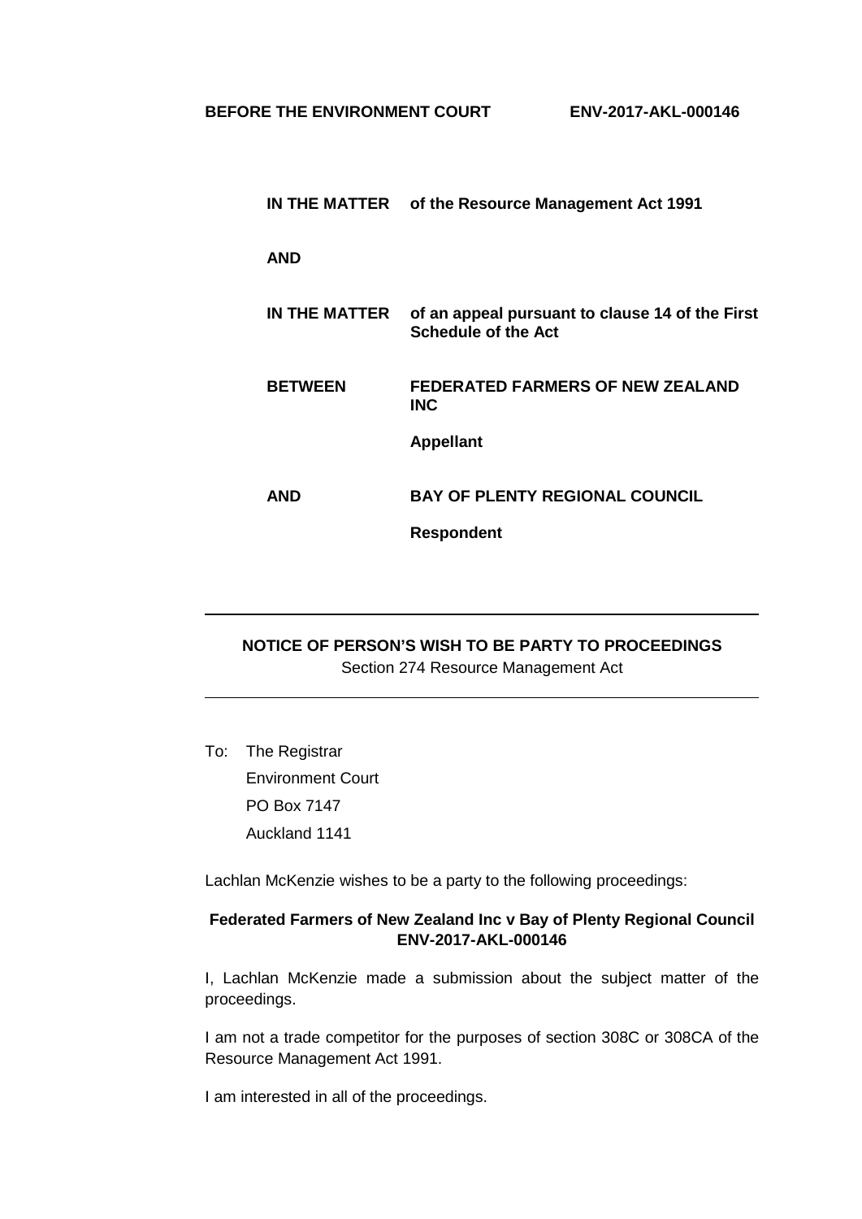**BEFORE THE ENVIRONMENT COURT** **ENV-2017-AKL-000146**

| | |
|---|---|
| **IN THE MATTER** | **of the Resource Management Act 1991** |
| **AND** | |
| **IN THE MATTER** | **of an appeal pursuant to clause 14 of the First Schedule of the Act** |
| **BETWEEN** | **FEDERATED FARMERS OF NEW ZEALAND INC** |
| | **Appellant** |
| **AND** | **BAY OF PLENTY REGIONAL COUNCIL** |
| | **Respondent** |

---

## NOTICE OF PERSON'S WISH TO BE PARTY TO PROCEEDINGS

Section 274 Resource Management Act

---

To: The Registrar
Environment Court
PO Box 7147
Auckland 1141

Lachlan McKenzie wishes to be a party to the following proceedings:

**Federated Farmers of New Zealand Inc v Bay of Plenty Regional Council ENV-2017-AKL-000146**

I, Lachlan McKenzie made a submission about the subject matter of the proceedings.

I am not a trade competitor for the purposes of section 308C or 308CA of the Resource Management Act 1991.

I am interested in all of the proceedings.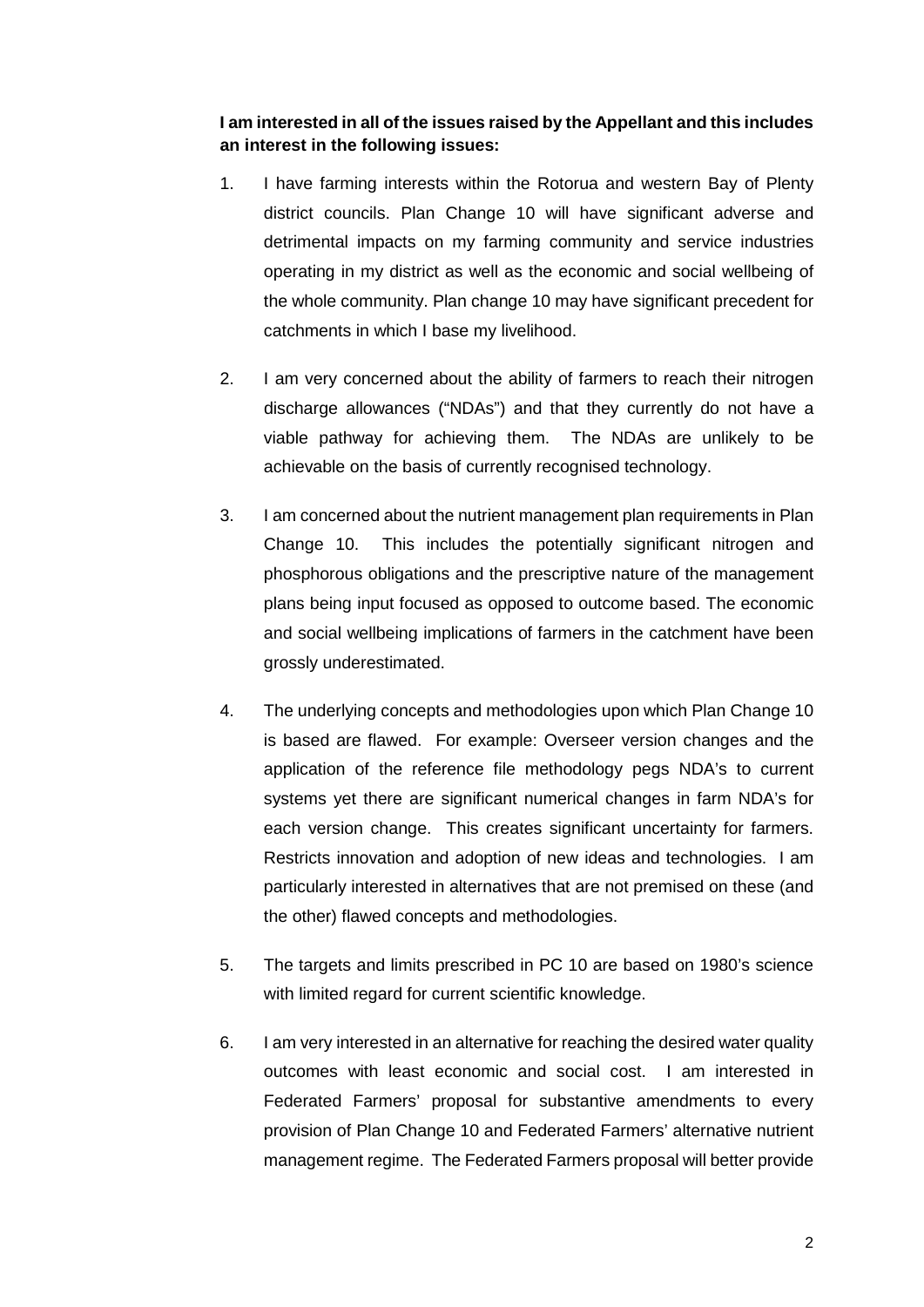**I am interested in all of the issues raised by the Appellant and this includes an interest in the following issues:**

1. I have farming interests within the Rotorua and western Bay of Plenty district councils. Plan Change 10 will have significant adverse and detrimental impacts on my farming community and service industries operating in my district as well as the economic and social wellbeing of the whole community. Plan change 10 may have significant precedent for catchments in which I base my livelihood.

2. I am very concerned about the ability of farmers to reach their nitrogen discharge allowances ("NDAs") and that they currently do not have a viable pathway for achieving them. The NDAs are unlikely to be achievable on the basis of currently recognised technology.

3. I am concerned about the nutrient management plan requirements in Plan Change 10. This includes the potentially significant nitrogen and phosphorous obligations and the prescriptive nature of the management plans being input focused as opposed to outcome based. The economic and social wellbeing implications of farmers in the catchment have been grossly underestimated.

4. The underlying concepts and methodologies upon which Plan Change 10 is based are flawed. For example: Overseer version changes and the application of the reference file methodology pegs NDA's to current systems yet there are significant numerical changes in farm NDA's for each version change. This creates significant uncertainty for farmers. Restricts innovation and adoption of new ideas and technologies. I am particularly interested in alternatives that are not premised on these (and the other) flawed concepts and methodologies.

5. The targets and limits prescribed in PC 10 are based on 1980's science with limited regard for current scientific knowledge.

6. I am very interested in an alternative for reaching the desired water quality outcomes with least economic and social cost. I am interested in Federated Farmers' proposal for substantive amendments to every provision of Plan Change 10 and Federated Farmers' alternative nutrient management regime. The Federated Farmers proposal will better provide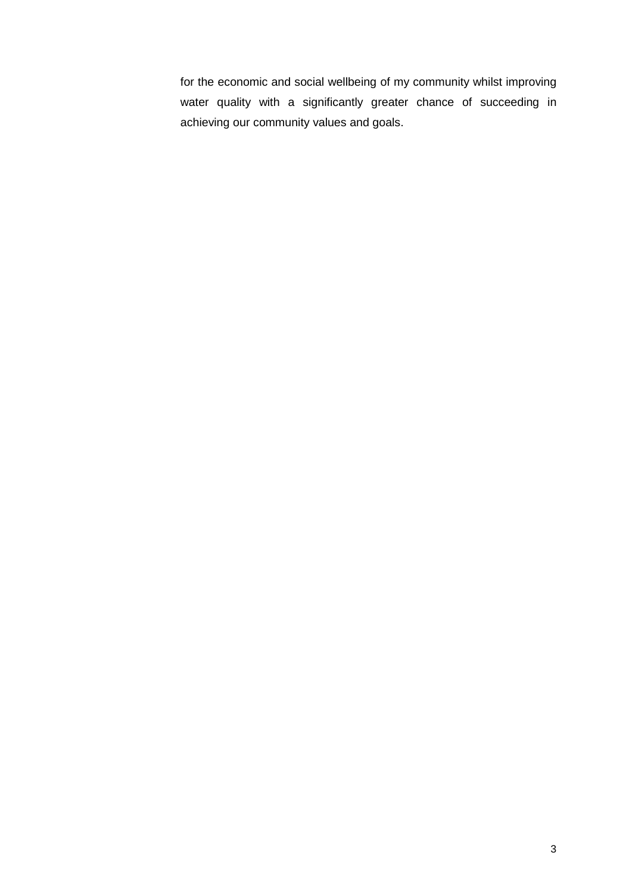for the economic and social wellbeing of my community whilst improving water quality with a significantly greater chance of succeeding in achieving our community values and goals.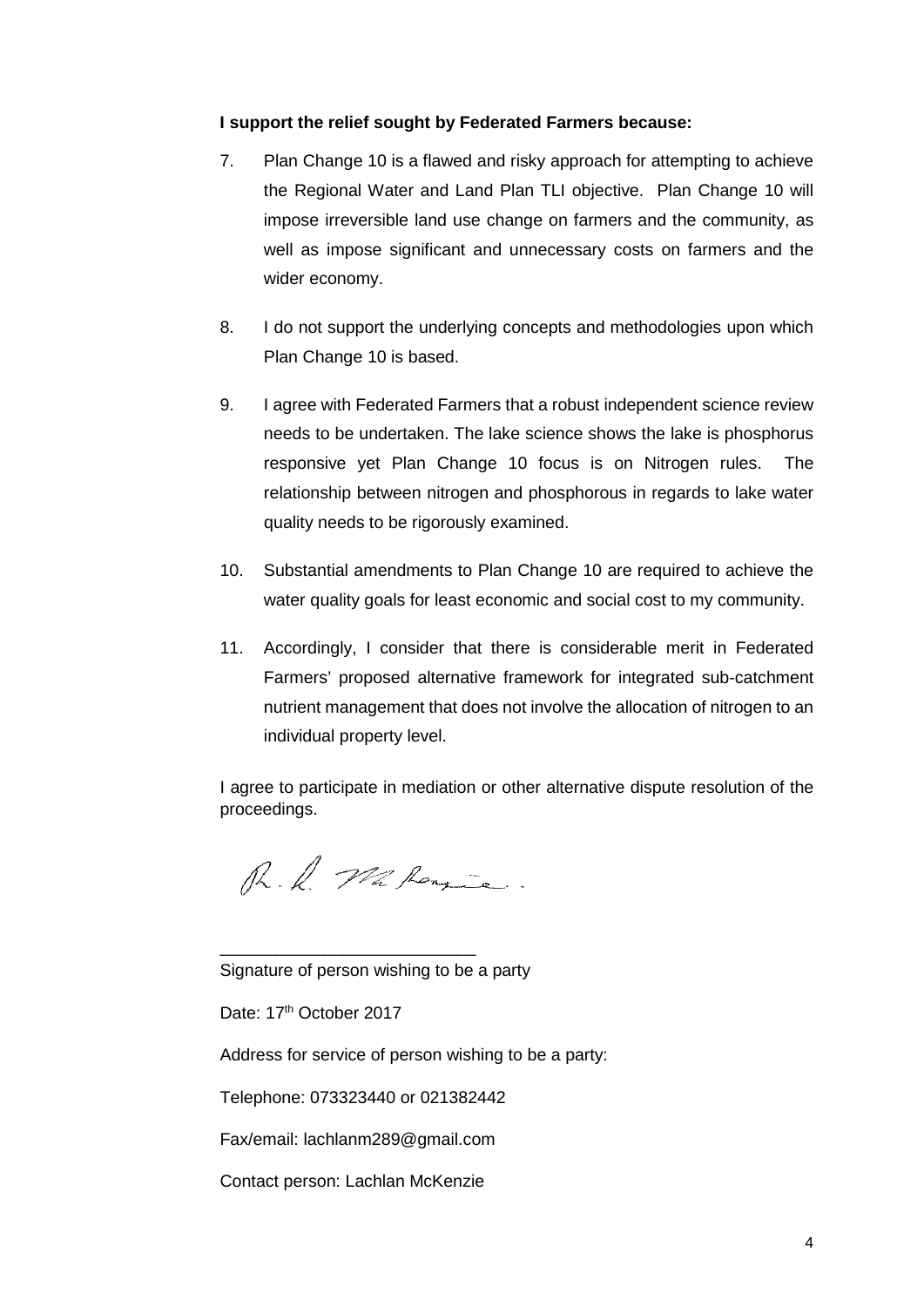**I support the relief sought by Federated Farmers because:**

7. Plan Change 10 is a flawed and risky approach for attempting to achieve the Regional Water and Land Plan TLI objective. Plan Change 10 will impose irreversible land use change on farmers and the community, as well as impose significant and unnecessary costs on farmers and the wider economy.

8. I do not support the underlying concepts and methodologies upon which Plan Change 10 is based.

9. I agree with Federated Farmers that a robust independent science review needs to be undertaken. The lake science shows the lake is phosphorus responsive yet Plan Change 10 focus is on Nitrogen rules. The relationship between nitrogen and phosphorous in regards to lake water quality needs to be rigorously examined.

10. Substantial amendments to Plan Change 10 are required to achieve the water quality goals for least economic and social cost to my community.

11. Accordingly, I consider that there is considerable merit in Federated Farmers' proposed alternative framework for integrated sub-catchment nutrient management that does not involve the allocation of nitrogen to an individual property level.

I agree to participate in mediation or other alternative dispute resolution of the proceedings.

___________________________

Signature of person wishing to be a party

Date: 17th October 2017

Address for service of person wishing to be a party:

Telephone: 073323440 or 021382442

Fax/email: lachlanm289@gmail.com

Contact person: Lachlan McKenzie